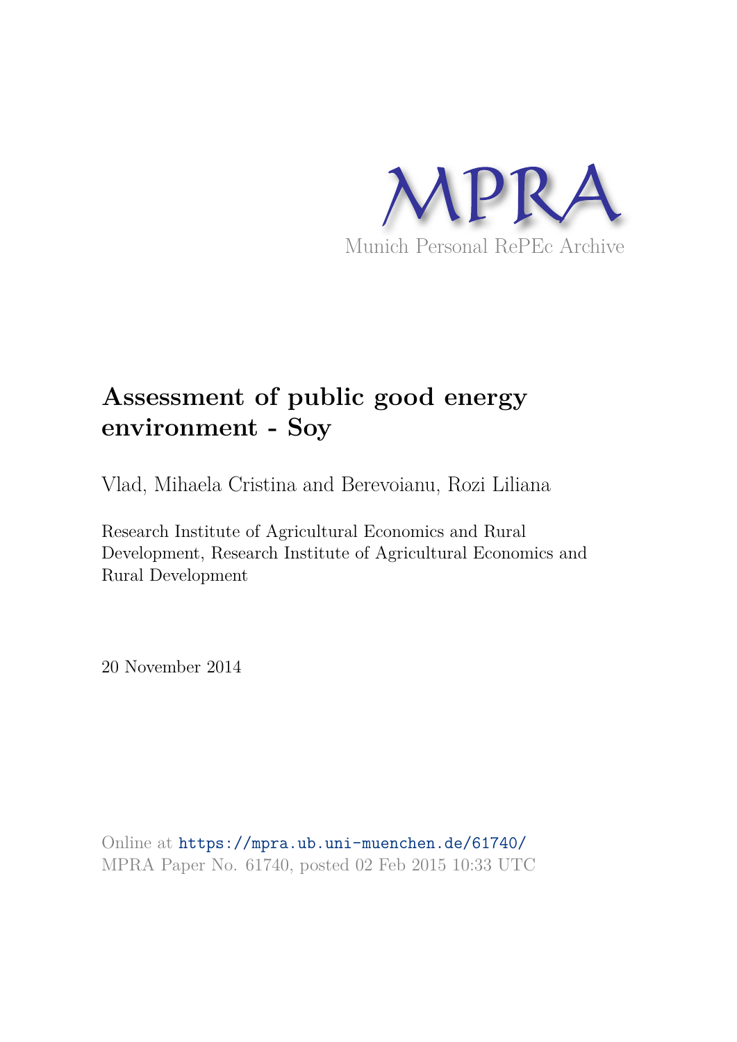MPRA

Munich Personal RePEc Archive

# Assessment of public good energy environment - Soy

Vlad, Mihaela Cristina and Berevoianu, Rozi Liliana

Research Institute of Agricultural Economics and Rural Development, Research Institute of Agricultural Economics and Rural Development

20 November 2014

Online at https://mpra.ub.uni-muenchen.de/61740/
MPRA Paper No. 61740, posted 02 Feb 2015 10:33 UTC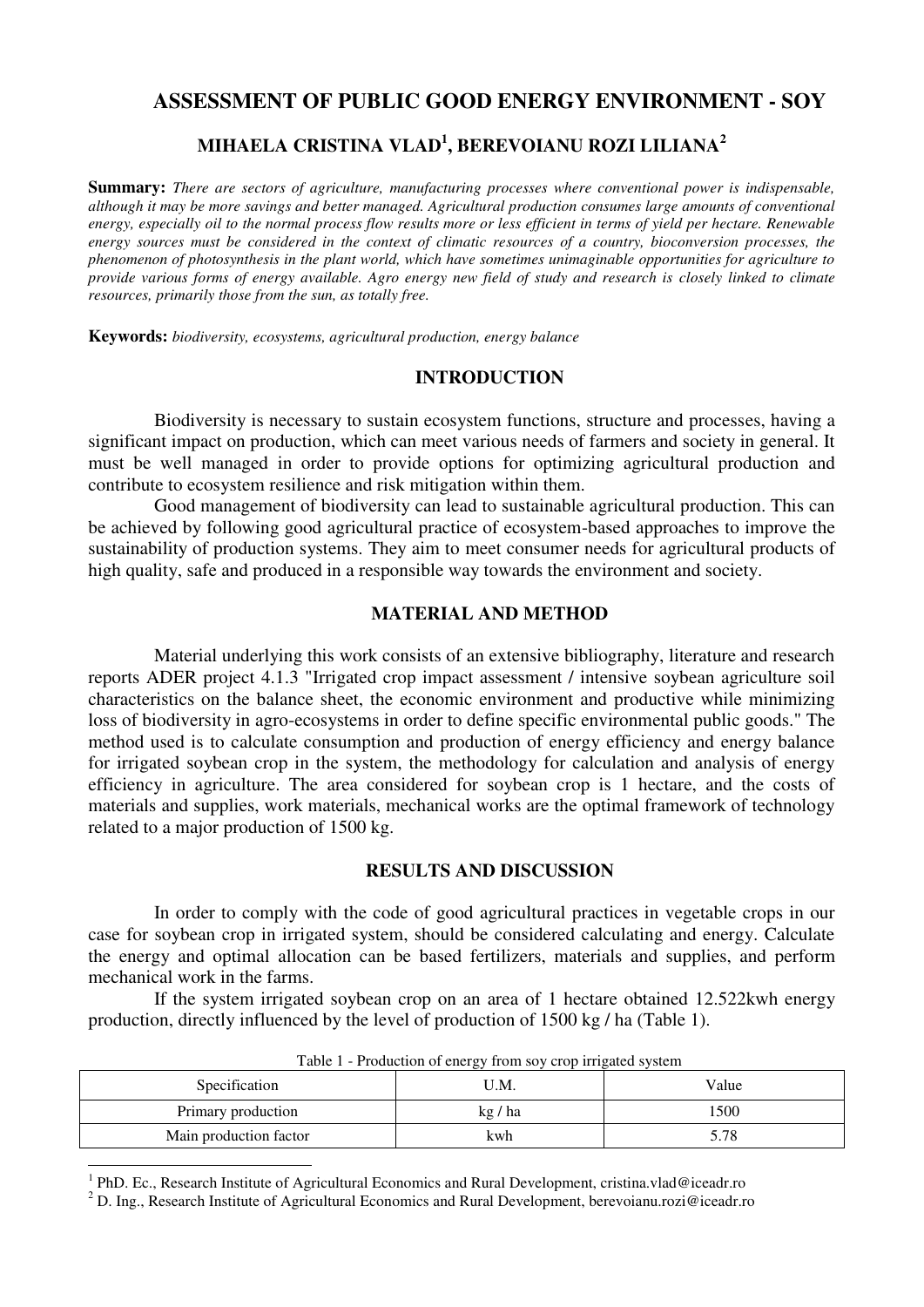# ASSESSMENT OF PUBLIC GOOD ENERGY ENVIRONMENT - SOY

## MIHAELA CRISTINA VLAD[1], BEREVOIANU ROZI LILIANA[2]

**Summary:** *There are sectors of agriculture, manufacturing processes where conventional power is indispensable, although it may be more savings and better managed. Agricultural production consumes large amounts of conventional energy, especially oil to the normal process flow results more or less efficient in terms of yield per hectare. Renewable energy sources must be considered in the context of climatic resources of a country, bioconversion processes, the phenomenon of photosynthesis in the plant world, which have sometimes unimaginable opportunities for agriculture to provide various forms of energy available. Agro energy new field of study and research is closely linked to climate resources, primarily those from the sun, as totally free.*

**Keywords:** *biodiversity, ecosystems, agricultural production, energy balance*

## INTRODUCTION

Biodiversity is necessary to sustain ecosystem functions, structure and processes, having a significant impact on production, which can meet various needs of farmers and society in general. It must be well managed in order to provide options for optimizing agricultural production and contribute to ecosystem resilience and risk mitigation within them.

Good management of biodiversity can lead to sustainable agricultural production. This can be achieved by following good agricultural practice of ecosystem-based approaches to improve the sustainability of production systems. They aim to meet consumer needs for agricultural products of high quality, safe and produced in a responsible way towards the environment and society.

## MATERIAL AND METHOD

Material underlying this work consists of an extensive bibliography, literature and research reports ADER project 4.1.3 "Irrigated crop impact assessment / intensive soybean agriculture soil characteristics on the balance sheet, the economic environment and productive while minimizing loss of biodiversity in agro-ecosystems in order to define specific environmental public goods." The method used is to calculate consumption and production of energy efficiency and energy balance for irrigated soybean crop in the system, the methodology for calculation and analysis of energy efficiency in agriculture. The area considered for soybean crop is 1 hectare, and the costs of materials and supplies, work materials, mechanical works are the optimal framework of technology related to a major production of 1500 kg.

## RESULTS AND DISCUSSION

In order to comply with the code of good agricultural practices in vegetable crops in our case for soybean crop in irrigated system, should be considered calculating and energy. Calculate the energy and optimal allocation can be based fertilizers, materials and supplies, and perform mechanical work in the farms.

If the system irrigated soybean crop on an area of 1 hectare obtained 12.522kwh energy production, directly influenced by the level of production of 1500 kg / ha (Table 1).

Table 1 - Production of energy from soy crop irrigated system

| Specification | U.M. | Value |
|---|---|---|
| Primary production | kg / ha | 1500 |
| Main production factor | kwh | 5.78 |

[1] PhD. Ec., Research Institute of Agricultural Economics and Rural Development, cristina.vlad@iceadr.ro

[2] D. Ing., Research Institute of Agricultural Economics and Rural Development, berevoianu.rozi@iceadr.ro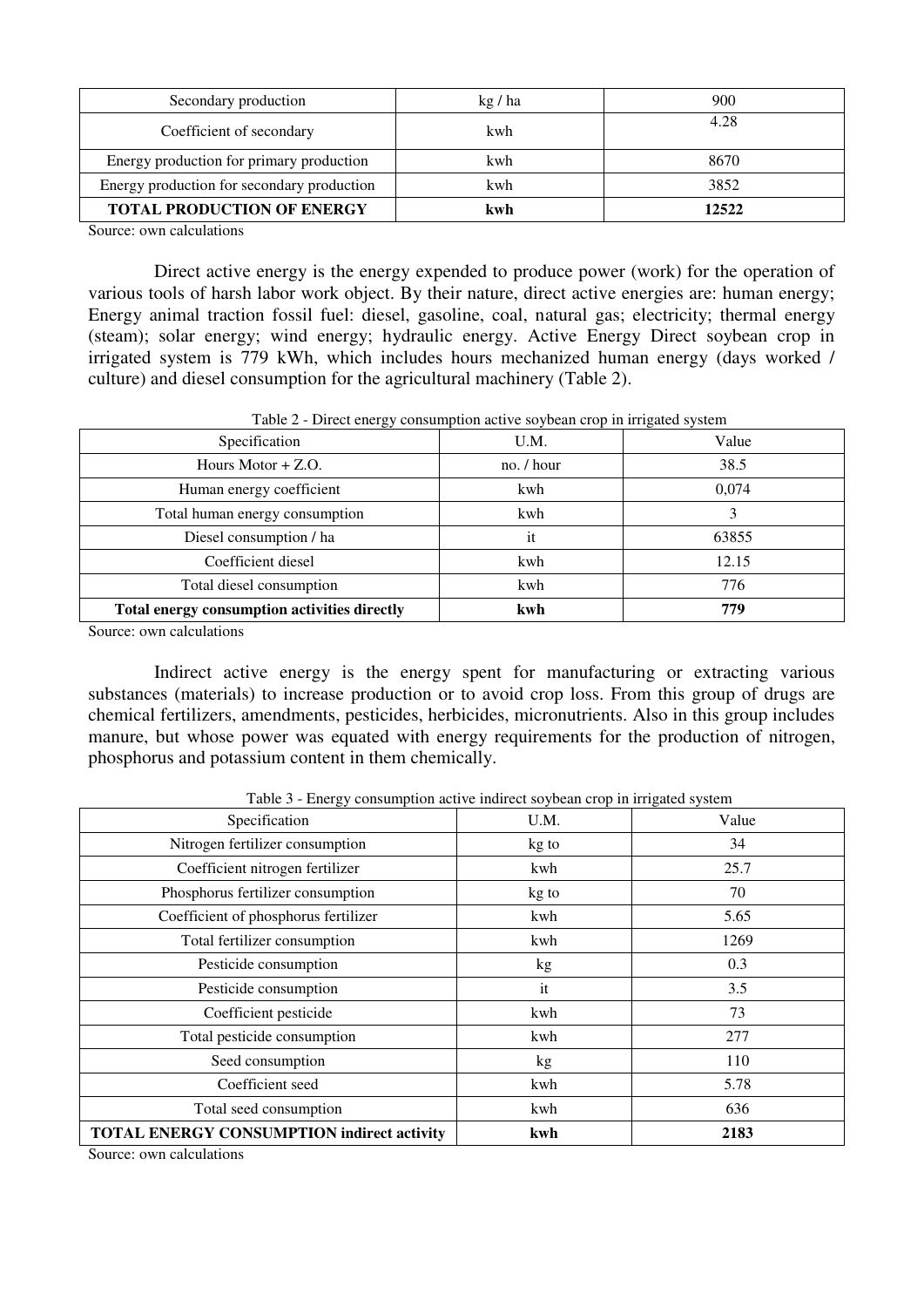| Secondary production | kg / ha | 900 |
|---|---|---|
| Coefficient of secondary | kwh | 4.28 |
| Energy production for primary production | kwh | 8670 |
| Energy production for secondary production | kwh | 3852 |
| **TOTAL PRODUCTION OF ENERGY** | **kwh** | **12522** |

Source: own calculations

Direct active energy is the energy expended to produce power (work) for the operation of various tools of harsh labor work object. By their nature, direct active energies are: human energy; Energy animal traction fossil fuel: diesel, gasoline, coal, natural gas; electricity; thermal energy (steam); solar energy; wind energy; hydraulic energy. Active Energy Direct soybean crop in irrigated system is 779 kWh, which includes hours mechanized human energy (days worked / culture) and diesel consumption for the agricultural machinery (Table 2).

Table 2 - Direct energy consumption active soybean crop in irrigated system

| Specification | U.M. | Value |
|---|---|---|
| Hours Motor + Z.O. | no. / hour | 38.5 |
| Human energy coefficient | kwh | 0,074 |
| Total human energy consumption | kwh | 3 |
| Diesel consumption / ha | it | 63855 |
| Coefficient diesel | kwh | 12.15 |
| Total diesel consumption | kwh | 776 |
| **Total energy consumption activities directly** | **kwh** | **779** |

Source: own calculations

Indirect active energy is the energy spent for manufacturing or extracting various substances (materials) to increase production or to avoid crop loss. From this group of drugs are chemical fertilizers, amendments, pesticides, herbicides, micronutrients. Also in this group includes manure, but whose power was equated with energy requirements for the production of nitrogen, phosphorus and potassium content in them chemically.

Table 3 - Energy consumption active indirect soybean crop in irrigated system

| Specification | U.M. | Value |
|---|---|---|
| Nitrogen fertilizer consumption | kg to | 34 |
| Coefficient nitrogen fertilizer | kwh | 25.7 |
| Phosphorus fertilizer consumption | kg to | 70 |
| Coefficient of phosphorus fertilizer | kwh | 5.65 |
| Total fertilizer consumption | kwh | 1269 |
| Pesticide consumption | kg | 0.3 |
| Pesticide consumption | it | 3.5 |
| Coefficient pesticide | kwh | 73 |
| Total pesticide consumption | kwh | 277 |
| Seed consumption | kg | 110 |
| Coefficient seed | kwh | 5.78 |
| Total seed consumption | kwh | 636 |
| **TOTAL ENERGY CONSUMPTION indirect activity** | **kwh** | **2183** |

Source: own calculations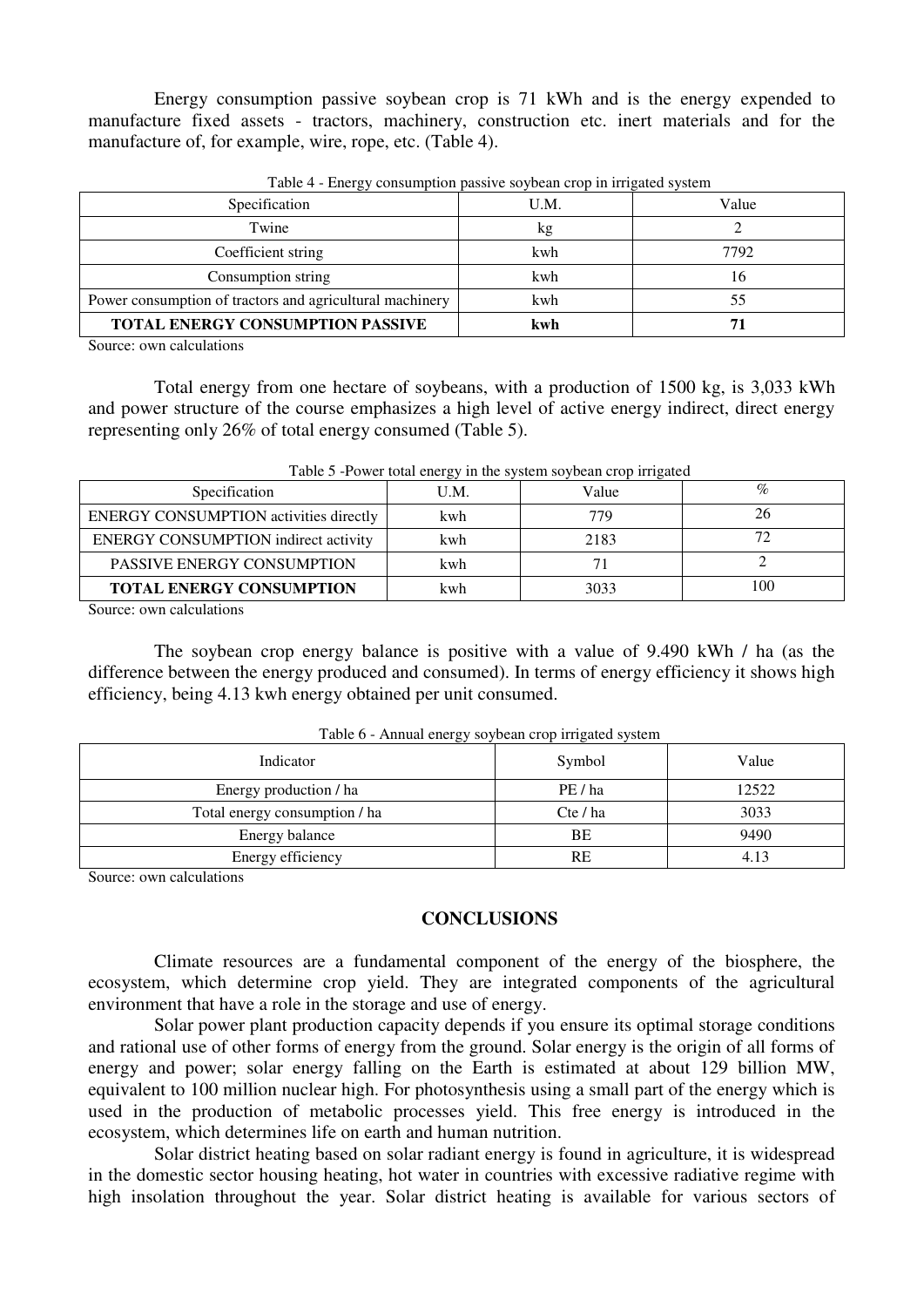Energy consumption passive soybean crop is 71 kWh and is the energy expended to manufacture fixed assets - tractors, machinery, construction etc. inert materials and for the manufacture of, for example, wire, rope, etc. (Table 4).

Table 4 - Energy consumption passive soybean crop in irrigated system

| Specification | U.M. | Value |
|---|---|---|
| Twine | kg | 2 |
| Coefficient string | kwh | 7792 |
| Consumption string | kwh | 16 |
| Power consumption of tractors and agricultural machinery | kwh | 55 |
| **TOTAL ENERGY CONSUMPTION PASSIVE** | **kwh** | **71** |

Source: own calculations

Total energy from one hectare of soybeans, with a production of 1500 kg, is 3,033 kWh and power structure of the course emphasizes a high level of active energy indirect, direct energy representing only 26% of total energy consumed (Table 5).

Table 5 -Power total energy in the system soybean crop irrigated

| Specification | U.M. | Value | % |
|---|---|---|---|
| ENERGY CONSUMPTION activities directly | kwh | 779 | 26 |
| ENERGY CONSUMPTION indirect activity | kwh | 2183 | 72 |
| PASSIVE ENERGY CONSUMPTION | kwh | 71 | 2 |
| **TOTAL ENERGY CONSUMPTION** | kwh | 3033 | 100 |

Source: own calculations

The soybean crop energy balance is positive with a value of 9.490 kWh / ha (as the difference between the energy produced and consumed). In terms of energy efficiency it shows high efficiency, being 4.13 kwh energy obtained per unit consumed.

Table 6 - Annual energy soybean crop irrigated system

| Indicator | Symbol | Value |
|---|---|---|
| Energy production / ha | PE / ha | 12522 |
| Total energy consumption / ha | Cte / ha | 3033 |
| Energy balance | BE | 9490 |
| Energy efficiency | RE | 4.13 |

Source: own calculations

## CONCLUSIONS

Climate resources are a fundamental component of the energy of the biosphere, the ecosystem, which determine crop yield. They are integrated components of the agricultural environment that have a role in the storage and use of energy.

Solar power plant production capacity depends if you ensure its optimal storage conditions and rational use of other forms of energy from the ground. Solar energy is the origin of all forms of energy and power; solar energy falling on the Earth is estimated at about 129 billion MW, equivalent to 100 million nuclear high. For photosynthesis using a small part of the energy which is used in the production of metabolic processes yield. This free energy is introduced in the ecosystem, which determines life on earth and human nutrition.

Solar district heating based on solar radiant energy is found in agriculture, it is widespread in the domestic sector housing heating, hot water in countries with excessive radiative regime with high insolation throughout the year. Solar district heating is available for various sectors of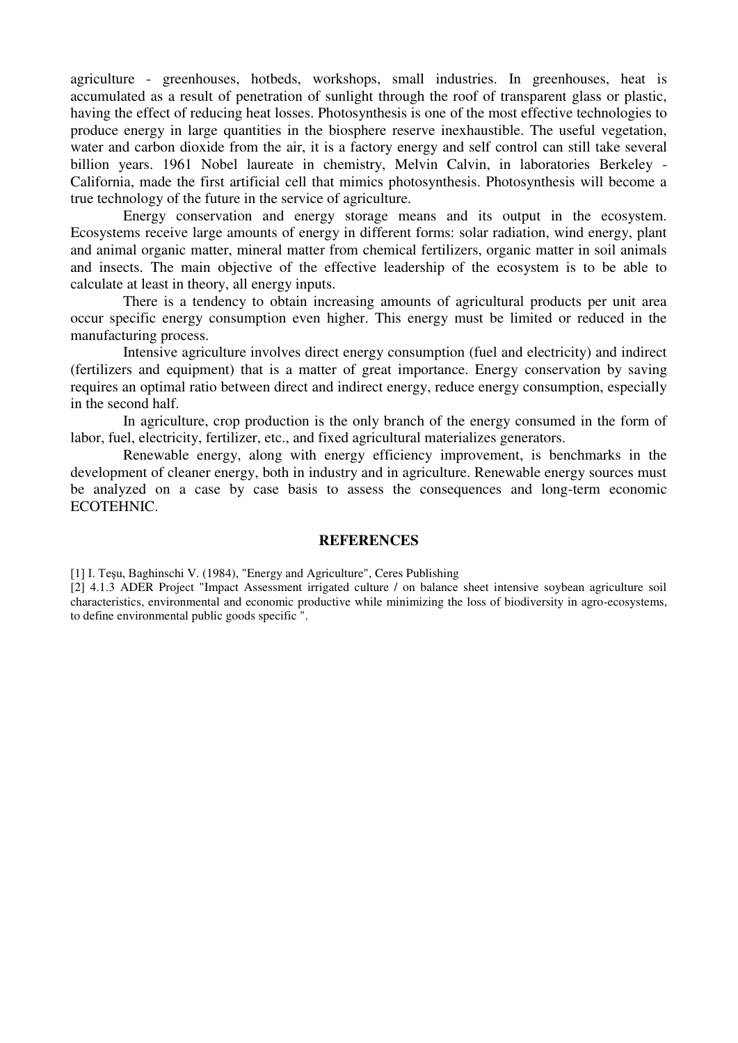agriculture - greenhouses, hotbeds, workshops, small industries. In greenhouses, heat is accumulated as a result of penetration of sunlight through the roof of transparent glass or plastic, having the effect of reducing heat losses. Photosynthesis is one of the most effective technologies to produce energy in large quantities in the biosphere reserve inexhaustible. The useful vegetation, water and carbon dioxide from the air, it is a factory energy and self control can still take several billion years. 1961 Nobel laureate in chemistry, Melvin Calvin, in laboratories Berkeley - California, made the first artificial cell that mimics photosynthesis. Photosynthesis will become a true technology of the future in the service of agriculture.

Energy conservation and energy storage means and its output in the ecosystem. Ecosystems receive large amounts of energy in different forms: solar radiation, wind energy, plant and animal organic matter, mineral matter from chemical fertilizers, organic matter in soil animals and insects. The main objective of the effective leadership of the ecosystem is to be able to calculate at least in theory, all energy inputs.

There is a tendency to obtain increasing amounts of agricultural products per unit area occur specific energy consumption even higher. This energy must be limited or reduced in the manufacturing process.

Intensive agriculture involves direct energy consumption (fuel and electricity) and indirect (fertilizers and equipment) that is a matter of great importance. Energy conservation by saving requires an optimal ratio between direct and indirect energy, reduce energy consumption, especially in the second half.

In agriculture, crop production is the only branch of the energy consumed in the form of labor, fuel, electricity, fertilizer, etc., and fixed agricultural materializes generators.

Renewable energy, along with energy efficiency improvement, is benchmarks in the development of cleaner energy, both in industry and in agriculture. Renewable energy sources must be analyzed on a case by case basis to assess the consequences and long-term economic ECOTEHNIC.

## REFERENCES

[1] I. Teşu, Baghinschi V. (1984), "Energy and Agriculture", Ceres Publishing

[2] 4.1.3 ADER Project "Impact Assessment irrigated culture / on balance sheet intensive soybean agriculture soil characteristics, environmental and economic productive while minimizing the loss of biodiversity in agro-ecosystems, to define environmental public goods specific ".